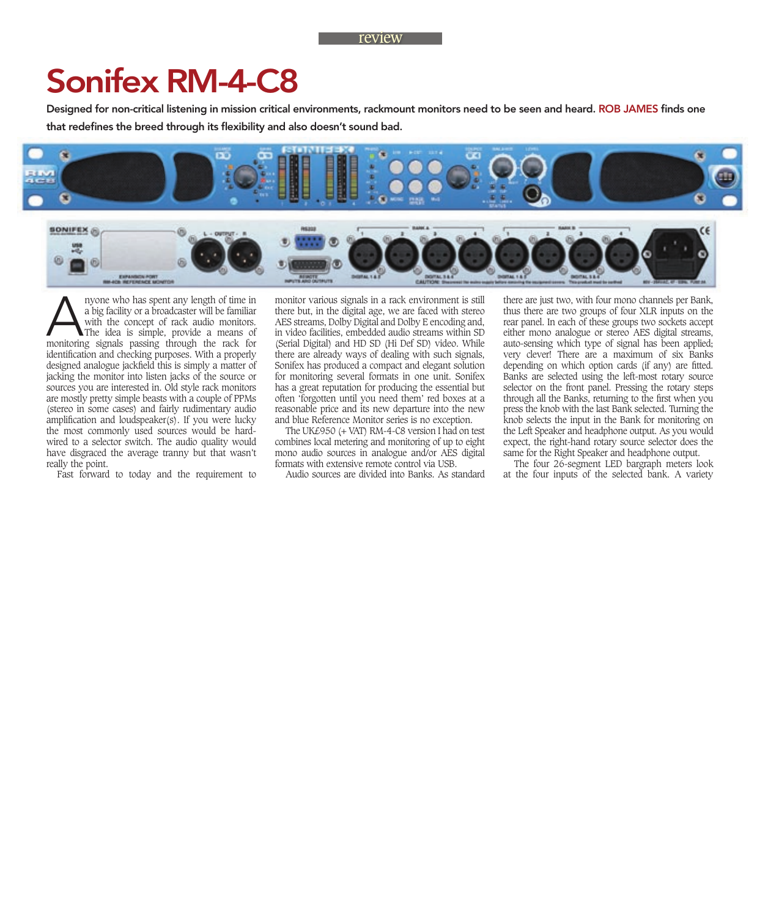review

# Sonifex RM-4-C8

**Designed for non-critical listening in mission critical environments, rackmount monitors need to be seen and heard. ROB JAMES finds one that redefines the breed through its flexibility and also doesn't sound bad.**

Anyone who has spent any length of time in a big facility or a broadcaster will be familiar with the concept of rack audio monitors. The idea is simple, provide a means of monitoring signals passing through the rack for identification and checking purposes. With a properly designed analogue jackfield this is simply a matter of jacking the monitor into listen jacks of the source or sources you are interested in. Old style rack monitors are mostly pretty simple beasts with a couple of PPMs (stereo in some cases) and fairly rudimentary audio amplification and loudspeaker(s). If you were lucky the most commonly used sources would be hard-wired to a selector switch. The audio quality would have disgraced the average tranny but that wasn't really the point.

Fast forward to today and the requirement to monitor various signals in a rack environment is still there but, in the digital age, we are faced with stereo AES streams, Dolby Digital and Dolby E encoding and, in video facilities, embedded audio streams within SD (Serial Digital) and HD SD (Hi Def SD) video. While there are already ways of dealing with such signals, Sonifex has produced a compact and elegant solution for monitoring several formats in one unit. Sonifex has a great reputation for producing the essential but often 'forgotten until you need them' red boxes at a reasonable price and its new departure into the new and blue Reference Monitor series is no exception.

The UK£950 (+ VAT) RM-4-C8 version I had on test combines local metering and monitoring of up to eight mono audio sources in analogue and/or AES digital formats with extensive remote control via USB.

Audio sources are divided into Banks. As standard there are just two, with four mono channels per Bank, thus there are two groups of four XLR inputs on the rear panel. In each of these groups two sockets accept either mono analogue or stereo AES digital streams, auto-sensing which type of signal has been applied; very clever! There are a maximum of six Banks depending on which option cards (if any) are fitted. Banks are selected using the left-most rotary source selector on the front panel. Pressing the rotary steps through all the Banks, returning to the first when you press the knob with the last Bank selected. Turning the knob selects the input in the Bank for monitoring on the Left Speaker and headphone output. As you would expect, the right-hand rotary source selector does the same for the Right Speaker and headphone output.

The four 26-segment LED bargraph meters look at the four inputs of the selected bank. A variety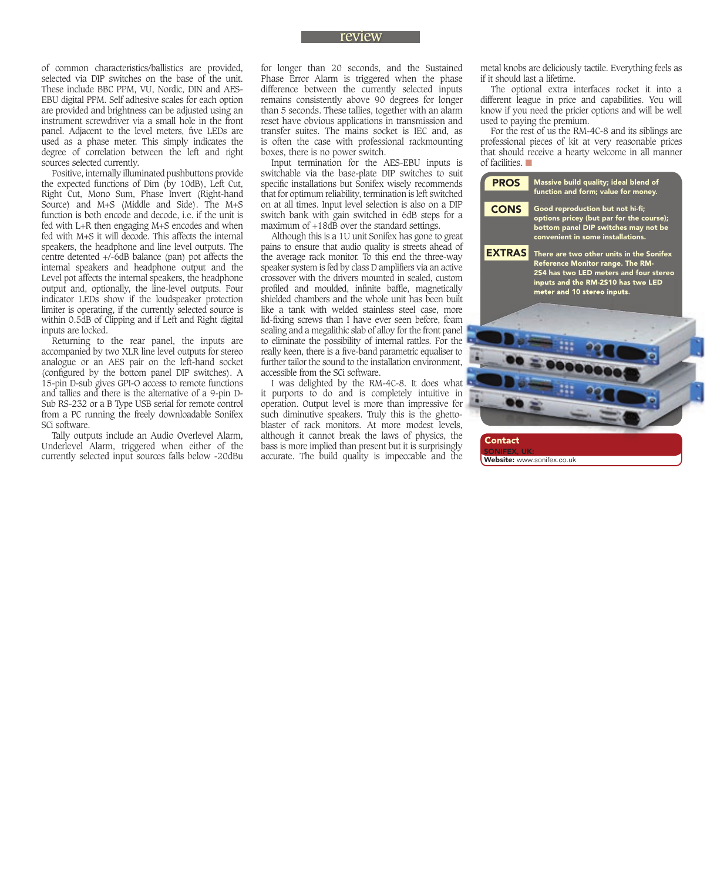of common characteristics/ballistics are provided, selected via DIP switches on the base of the unit. These include BBC PPM, VU, Nordic, DIN and AES-EBU digital PPM. Self adhesive scales for each option are provided and brightness can be adjusted using an instrument screwdriver via a small hole in the front panel. Adjacent to the level meters, five LEDs are used as a phase meter. This simply indicates the degree of correlation between the left and right sources selected currently.

Positive, internally illuminated pushbuttons provide the expected functions of Dim (by 10dB), Left Cut, Right Cut, Mono Sum, Phase Invert (Right-hand Source) and M+S (Middle and Side). The M+S function is both encode and decode, i.e. if the unit is fed with L+R then engaging M+S encodes and when fed with M+S it will decode. This affects the internal speakers, the headphone and line level outputs. The centre detented +/-6dB balance (pan) pot affects the internal speakers and headphone output and the Level pot affects the internal speakers, the headphone output and, optionally, the line-level outputs. Four indicator LEDs show if the loudspeaker protection limiter is operating, if the currently selected source is within 0.5dB of Clipping and if Left and Right digital inputs are locked.

Returning to the rear panel, the inputs are accompanied by two XLR line level outputs for stereo analogue or an AES pair on the left-hand socket (configured by the bottom panel DIP switches). A 15-pin D-sub gives GPI-O access to remote functions and tallies and there is the alternative of a 9-pin D-Sub RS-232 or a B Type USB serial for remote control from a PC running the freely downloadable Sonifex SCi software.

Tally outputs include an Audio Overlevel Alarm, Underlevel Alarm, triggered when either of the currently selected input sources falls below -20dBu for longer than 20 seconds, and the Sustained Phase Error Alarm is triggered when the phase difference between the currently selected inputs remains consistently above 90 degrees for longer than 5 seconds. These tallies, together with an alarm reset have obvious applications in transmission and transfer suites. The mains socket is IEC and, as is often the case with professional rackmounting boxes, there is no power switch.

Input termination for the AES-EBU inputs is switchable via the base-plate DIP switches to suit specific installations but Sonifex wisely recommends that for optimum reliability, termination is left switched on at all times. Input level selection is also on a DIP switch bank with gain switched in 6dB steps for a maximum of +18dB over the standard settings.

Although this is a 1U unit Sonifex has gone to great pains to ensure that audio quality is streets ahead of the average rack monitor. To this end the three-way speaker system is fed by class D amplifiers via an active crossover with the drivers mounted in sealed, custom profiled and moulded, infinite baffle, magnetically shielded chambers and the whole unit has been built like a tank with welded stainless steel case, more lid-fixing screws than I have ever seen before, foam sealing and a megalithic slab of alloy for the front panel to eliminate the possibility of internal rattles. For the really keen, there is a five-band parametric equaliser to further tailor the sound to the installation environment, accessible from the SCi software.

I was delighted by the RM-4C-8. It does what it purports to do and is completely intuitive in operation. Output level is more than impressive for such diminutive speakers. Truly this is the ghetto-blaster of rack monitors. At more modest levels, although it cannot break the laws of physics, the bass is more implied than present but it is surprisingly accurate. The build quality is impeccable and the metal knobs are deliciously tactile. Everything feels as if it should last a lifetime.

The optional extra interfaces rocket it into a different league in price and capabilities. You will know if you need the pricier options and will be well used to paying the premium.

For the rest of us the RM-4C-8 and its siblings are professional pieces of kit at very reasonable prices that should receive a hearty welcome in all manner of facilities. ■

**PROS** Massive build quality; ideal blend of function and form; value for money.

**CONS** Good reproduction but not hi-fi; options pricey (but par for the course); bottom panel DIP switches may not be convenient in some installations.

**EXTRAS** There are two other units in the Sonifex Reference Monitor range. The RM-2S4 has two LED meters and four stereo inputs and the RM-2S10 has two LED meter and 10 stereo inputs.

**Contact**

SONIFEX, UK:

**Website:** www.sonifex.co.uk